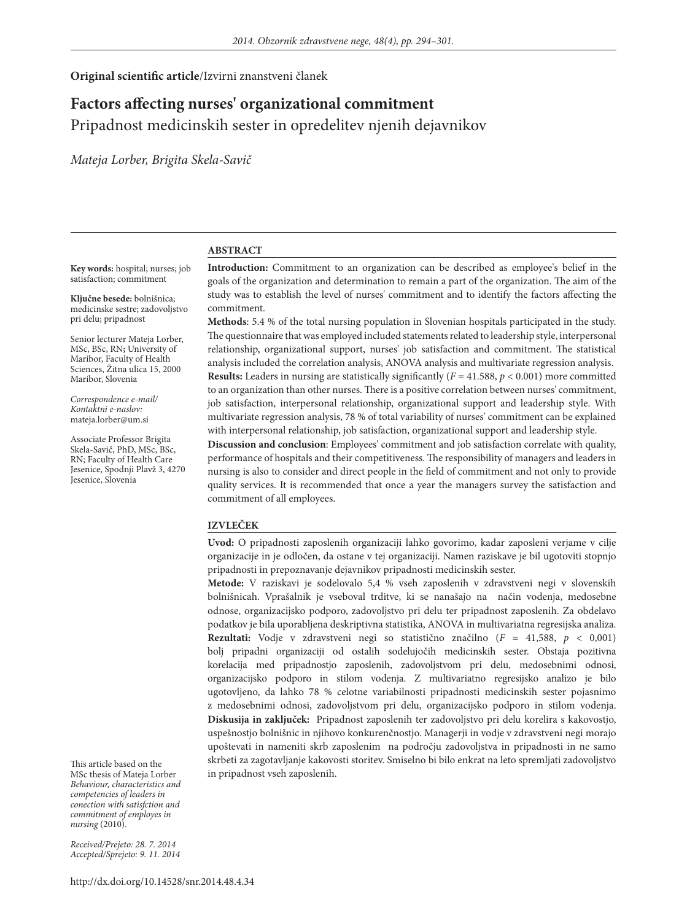**Original scientific article**/Izvirni znanstveni članek

# Factors affecting nurses' organizational commitment

## Pripadnost medicinskih sester in opredelitev njenih dejavnikov

*Mateja Lorber, Brigita Skela-Savič*

**Key words:** hospital; nurses; job satisfaction; commitment

**Ključne besede:** bolnišnica; medicinske sestre; zadovoljstvo pri delu; pripadnost

Senior lecturer Mateja Lorber, MSc, BSc, RN**;** University of Maribor, Faculty of Health Sciences, Žitna ulica 15, 2000 Maribor, Slovenia

*Correspondence e-mail/ Kontaktni e-naslov:* mateja.lorber@um.si

Associate Professor Brigita Skela-Savič, PhD, MSc, BSc, RN; Faculty of Health Care Jesenice, Spodnji Plavž 3, 4270 Jesenice, Slovenia

### ABSTRACT

**Introduction:** Commitment to an organization can be described as employee's belief in the goals of the organization and determination to remain a part of the organization. The aim of the study was to establish the level of nurses' commitment and to identify the factors affecting the commitment.

**Methods**: 5.4 % of the total nursing population in Slovenian hospitals participated in the study. The questionnaire that was employed included statements related to leadership style, interpersonal relationship, organizational support, nurses' job satisfaction and commitment. The statistical analysis included the correlation analysis, ANOVA analysis and multivariate regression analysis.

**Results:** Leaders in nursing are statistically significantly ($F = 41.588$, $p < 0.001$) more committed to an organization than other nurses. There is a positive correlation between nurses' commitment, job satisfaction, interpersonal relationship, organizational support and leadership style. With multivariate regression analysis, 78 % of total variability of nurses' commitment can be explained with interpersonal relationship, job satisfaction, organizational support and leadership style.

**Discussion and conclusion**: Employees' commitment and job satisfaction correlate with quality, performance of hospitals and their competitiveness. The responsibility of managers and leaders in nursing is also to consider and direct people in the field of commitment and not only to provide quality services. It is recommended that once a year the managers survey the satisfaction and commitment of all employees.

### IZVLEČEK

**Uvod:** O pripadnosti zaposlenih organizaciji lahko govorimo, kadar zaposleni verjame v cilje organizacije in je odločen, da ostane v tej organizaciji. Namen raziskave je bil ugotoviti stopnjo pripadnosti in prepoznavanje dejavnikov pripadnosti medicinskih sester.

**Metode:** V raziskavi je sodelovalo 5,4 % vseh zaposlenih v zdravstveni negi v slovenskih bolnišnicah. Vprašalnik je vseboval trditve, ki se nanašajo na način vodenja, medosebne odnose, organizacijsko podporo, zadovoljstvo pri delu ter pripadnost zaposlenih. Za obdelavo podatkov je bila uporabljena deskriptivna statistika, ANOVA in multivariatna regresijska analiza.

**Rezultati:** Vodje v zdravstveni negi so statistično značilno ($F = 41{,}588$, $p < 0{,}001$) bolj pripadni organizaciji od ostalih sodelujočih medicinskih sester. Obstaja pozitivna korelacija med pripadnostjo zaposlenih, zadovoljstvom pri delu, medosebnimi odnosi, organizacijsko podporo in stilom vodenja. Z multivariatno regresijsko analizo je bilo ugotovljeno, da lahko 78 % celotne variabilnosti pripadnosti medicinskih sester pojasnimo z medosebnimi odnosi, zadovoljstvom pri delu, organizacijsko podporo in stilom vodenja.

**Diskusija in zaključek:** Pripadnost zaposlenih ter zadovoljstvo pri delu korelira s kakovostjo, uspešnostjo bolnišnic in njihovo konkurenčnostjo. Managerji in vodje v zdravstveni negi morajo upoštevati in nameniti skrb zaposlenim na področju zadovoljstva in pripadnosti in ne samo skrbeti za zagotavljanje kakovosti storitev. Smiselno bi bilo enkrat na leto spremljati zadovoljstvo in pripadnost vseh zaposlenih.

This article based on the MSc thesis of Mateja Lorber *Behaviour, characteristics and competencies of leaders in conection with satisfction and commitment of employes in nursing* (2010).

*Received/Prejeto: 28. 7. 2014*
*Accepted/Sprejeto: 9. 11. 2014*

http://dx.doi.org/10.14528/snr.2014.48.4.34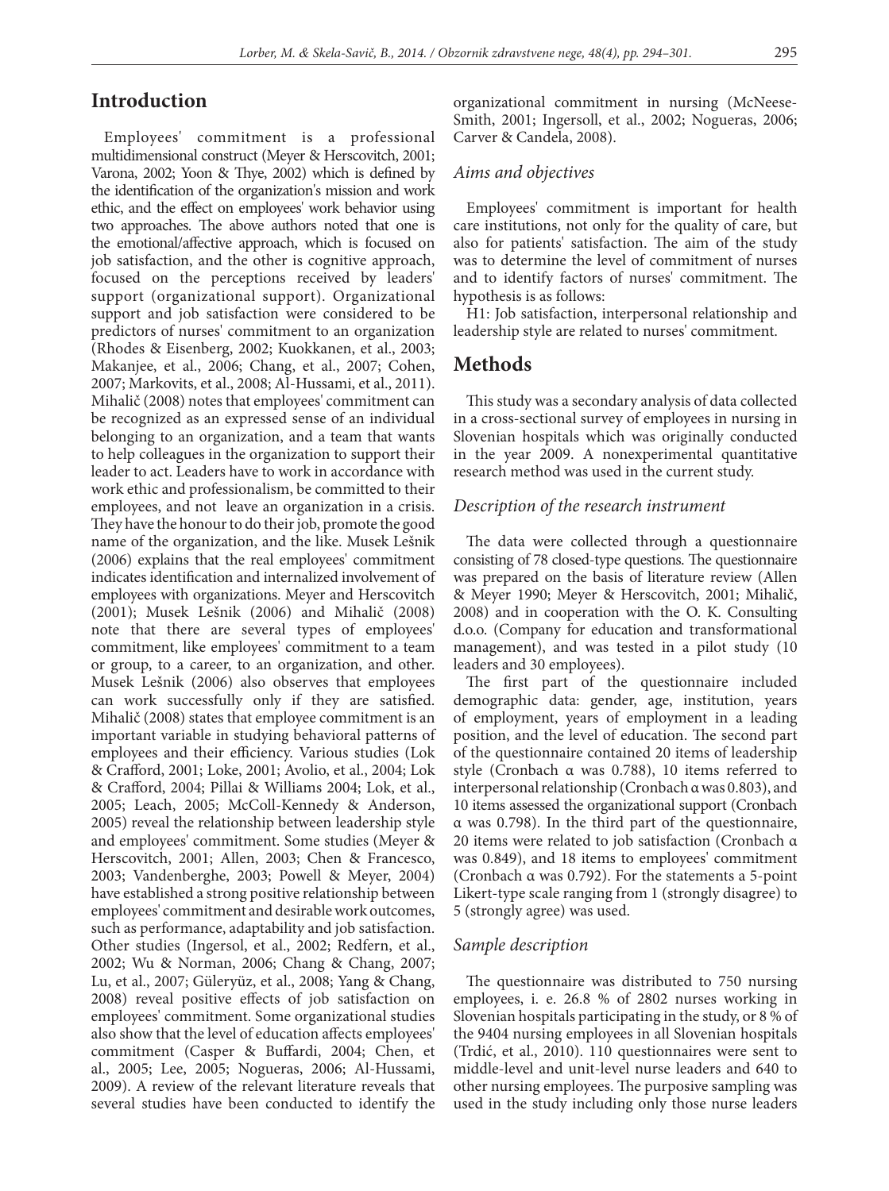## Introduction

Employees' commitment is a professional multidimensional construct (Meyer & Herscovitch, 2001; Varona, 2002; Yoon & Thye, 2002) which is defined by the identification of the organization's mission and work ethic, and the effect on employees' work behavior using two approaches. The above authors noted that one is the emotional/affective approach, which is focused on job satisfaction, and the other is cognitive approach, focused on the perceptions received by leaders' support (organizational support). Organizational support and job satisfaction were considered to be predictors of nurses' commitment to an organization (Rhodes & Eisenberg, 2002; Kuokkanen, et al., 2003; Makanjee, et al., 2006; Chang, et al., 2007; Cohen, 2007; Markovits, et al., 2008; Al-Hussami, et al., 2011). Mihalič (2008) notes that employees' commitment can be recognized as an expressed sense of an individual belonging to an organization, and a team that wants to help colleagues in the organization to support their leader to act. Leaders have to work in accordance with work ethic and professionalism, be committed to their employees, and not leave an organization in a crisis. They have the honour to do their job, promote the good name of the organization, and the like. Musek Lešnik (2006) explains that the real employees' commitment indicates identification and internalized involvement of employees with organizations. Meyer and Herscovitch (2001); Musek Lešnik (2006) and Mihalič (2008) note that there are several types of employees' commitment, like employees' commitment to a team or group, to a career, to an organization, and other. Musek Lešnik (2006) also observes that employees can work successfully only if they are satisfied. Mihalič (2008) states that employee commitment is an important variable in studying behavioral patterns of employees and their efficiency. Various studies (Lok & Crafford, 2001; Loke, 2001; Avolio, et al., 2004; Lok & Crafford, 2004; Pillai & Williams 2004; Lok, et al., 2005; Leach, 2005; McColl-Kennedy & Anderson, 2005) reveal the relationship between leadership style and employees' commitment. Some studies (Meyer & Herscovitch, 2001; Allen, 2003; Chen & Francesco, 2003; Vandenberghe, 2003; Powell & Meyer, 2004) have established a strong positive relationship between employees' commitment and desirable work outcomes, such as performance, adaptability and job satisfaction. Other studies (Ingersol, et al., 2002; Redfern, et al., 2002; Wu & Norman, 2006; Chang & Chang, 2007; Lu, et al., 2007; Güleryüz, et al., 2008; Yang & Chang, 2008) reveal positive effects of job satisfaction on employees' commitment. Some organizational studies also show that the level of education affects employees' commitment (Casper & Buffardi, 2004; Chen, et al., 2005; Lee, 2005; Nogueras, 2006; Al-Hussami, 2009). A review of the relevant literature reveals that several studies have been conducted to identify the organizational commitment in nursing (McNeese-Smith, 2001; Ingersoll, et al., 2002; Nogueras, 2006; Carver & Candela, 2008).

### *Aims and objectives*

Employees' commitment is important for health care institutions, not only for the quality of care, but also for patients' satisfaction. The aim of the study was to determine the level of commitment of nurses and to identify factors of nurses' commitment. The hypothesis is as follows:

H1: Job satisfaction, interpersonal relationship and leadership style are related to nurses' commitment.

## Methods

This study was a secondary analysis of data collected in a cross-sectional survey of employees in nursing in Slovenian hospitals which was originally conducted in the year 2009. A nonexperimental quantitative research method was used in the current study.

### *Description of the research instrument*

The data were collected through a questionnaire consisting of 78 closed-type questions. The questionnaire was prepared on the basis of literature review (Allen & Meyer 1990; Meyer & Herscovitch, 2001; Mihalič, 2008) and in cooperation with the O. K. Consulting d.o.o. (Company for education and transformational management), and was tested in a pilot study (10 leaders and 30 employees).

The first part of the questionnaire included demographic data: gender, age, institution, years of employment, years of employment in a leading position, and the level of education. The second part of the questionnaire contained 20 items of leadership style (Cronbach α was 0.788), 10 items referred to interpersonal relationship (Cronbach α was 0.803), and 10 items assessed the organizational support (Cronbach α was 0.798). In the third part of the questionnaire, 20 items were related to job satisfaction (Cronbach α was 0.849), and 18 items to employees' commitment (Cronbach α was 0.792). For the statements a 5-point Likert-type scale ranging from 1 (strongly disagree) to 5 (strongly agree) was used.

### *Sample description*

The questionnaire was distributed to 750 nursing employees, i. e. 26.8 % of 2802 nurses working in Slovenian hospitals participating in the study, or 8 % of the 9404 nursing employees in all Slovenian hospitals (Trdić, et al., 2010). 110 questionnaires were sent to middle-level and unit-level nurse leaders and 640 to other nursing employees. The purposive sampling was used in the study including only those nurse leaders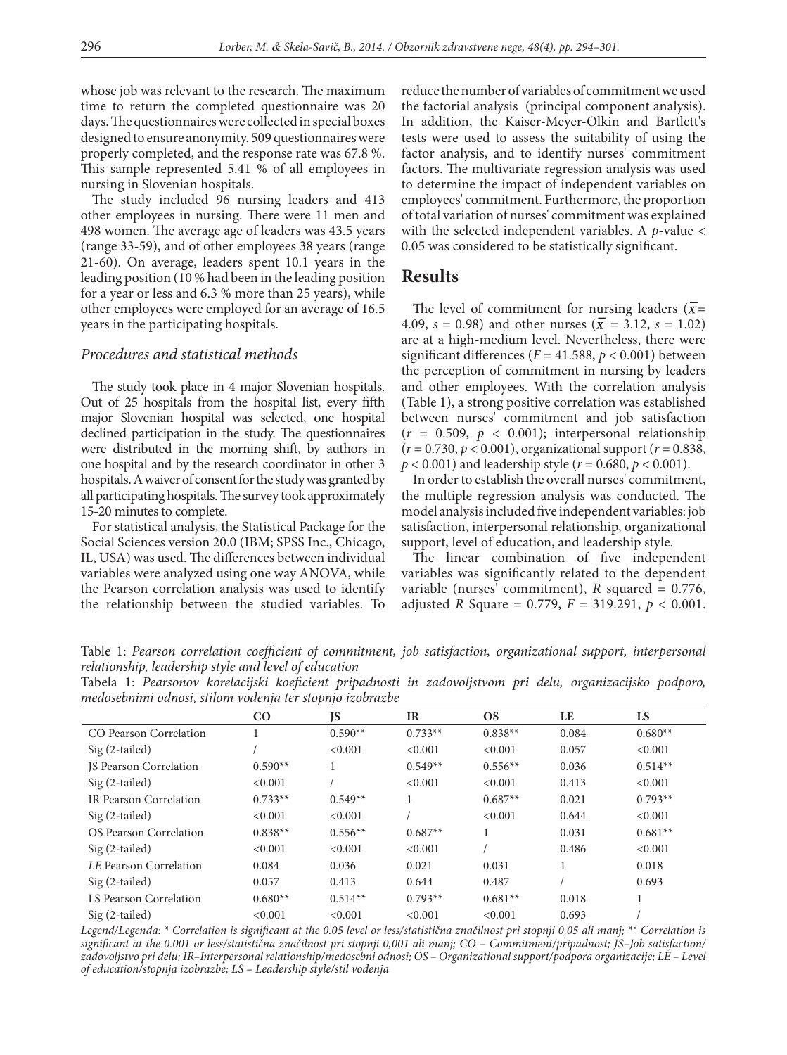whose job was relevant to the research. The maximum time to return the completed questionnaire was 20 days. The questionnaires were collected in special boxes designed to ensure anonymity. 509 questionnaires were properly completed, and the response rate was 67.8 %. This sample represented 5.41 % of all employees in nursing in Slovenian hospitals.

The study included 96 nursing leaders and 413 other employees in nursing. There were 11 men and 498 women. The average age of leaders was 43.5 years (range 33-59), and of other employees 38 years (range 21-60). On average, leaders spent 10.1 years in the leading position (10 % had been in the leading position for a year or less and 6.3 % more than 25 years), while other employees were employed for an average of 16.5 years in the participating hospitals.

### *Procedures and statistical methods*

The study took place in 4 major Slovenian hospitals. Out of 25 hospitals from the hospital list, every fifth major Slovenian hospital was selected, one hospital declined participation in the study. The questionnaires were distributed in the morning shift, by authors in one hospital and by the research coordinator in other 3 hospitals. A waiver of consent for the study was granted by all participating hospitals. The survey took approximately 15-20 minutes to complete.

For statistical analysis, the Statistical Package for the Social Sciences version 20.0 (IBM; SPSS Inc., Chicago, IL, USA) was used. The differences between individual variables were analyzed using one way ANOVA, while the Pearson correlation analysis was used to identify the relationship between the studied variables. To reduce the number of variables of commitment we used the factorial analysis (principal component analysis). In addition, the Kaiser-Meyer-Olkin and Bartlett's tests were used to assess the suitability of using the factor analysis, and to identify nurses' commitment factors. The multivariate regression analysis was used to determine the impact of independent variables on employees' commitment. Furthermore, the proportion of total variation of nurses' commitment was explained with the selected independent variables. A *p*-value < 0.05 was considered to be statistically significant.

## Results

The level of commitment for nursing leaders ($\bar{x} = 4.09$, $s = 0.98$) and other nurses ($\bar{x} = 3.12$, $s = 1.02$) are at a high-medium level. Nevertheless, there were significant differences ($F = 41.588$, $p < 0.001$) between the perception of commitment in nursing by leaders and other employees. With the correlation analysis (Table 1), a strong positive correlation was established between nurses' commitment and job satisfaction ($r = 0.509$, $p < 0.001$); interpersonal relationship ($r = 0.730$, $p < 0.001$), organizational support ($r = 0.838$, $p < 0.001$) and leadership style ($r = 0.680$, $p < 0.001$).

In order to establish the overall nurses' commitment, the multiple regression analysis was conducted. The model analysis included five independent variables: job satisfaction, interpersonal relationship, organizational support, level of education, and leadership style.

The linear combination of five independent variables was significantly related to the dependent variable (nurses' commitment), $R$ squared = 0.776, adjusted $R$ Square = 0.779, $F = 319.291$, $p < 0.001$.

Table 1: *Pearson correlation coefficient of commitment, job satisfaction, organizational support, interpersonal relationship, leadership style and level of education*

Tabela 1: *Pearsonov korelacijski koeficient pripadnosti in zadovoljstvom pri delu, organizacijsko podporo, medosebnimi odnosi, stilom vodenja ter stopnjo izobrazbe*

| | CO | JS | IR | OS | LE | LS |
|---|---|---|---|---|---|---|
| CO Pearson Correlation | 1 | 0.590** | 0.733** | 0.838** | 0.084 | 0.680** |
| Sig (2-tailed) | / | <0.001 | <0.001 | <0.001 | 0.057 | <0.001 |
| JS Pearson Correlation | 0.590** | 1 | 0.549** | 0.556** | 0.036 | 0.514** |
| Sig (2-tailed) | <0.001 | / | <0.001 | <0.001 | 0.413 | <0.001 |
| IR Pearson Correlation | 0.733** | 0.549** | 1 | 0.687** | 0.021 | 0.793** |
| Sig (2-tailed) | <0.001 | <0.001 | / | <0.001 | 0.644 | <0.001 |
| OS Pearson Correlation | 0.838** | 0.556** | 0.687** | 1 | 0.031 | 0.681** |
| Sig (2-tailed) | <0.001 | <0.001 | <0.001 | / | 0.486 | <0.001 |
| *LE* Pearson Correlation | 0.084 | 0.036 | 0.021 | 0.031 | 1 | 0.018 |
| Sig (2-tailed) | 0.057 | 0.413 | 0.644 | 0.487 | / | 0.693 |
| LS Pearson Correlation | 0.680** | 0.514** | 0.793** | 0.681** | 0.018 | 1 |
| Sig (2-tailed) | <0.001 | <0.001 | <0.001 | <0.001 | 0.693 | / |

*Legend/Legenda: * Correlation is significant at the 0.05 level or less/statistična značilnost pri stopnji 0,05 ali manj; ** Correlation is significant at the 0.001 or less/statistična značilnost pri stopnji 0,001 ali manj; CO – Commitment/pripadnost; JS–Job satisfaction/zadovoljstvo pri delu; IR–Interpersonal relationship/medosebni odnosi; OS – Organizational support/podpora organizacije; LE – Level of education/stopnja izobrazbe; LS – Leadership style/stil vodenja*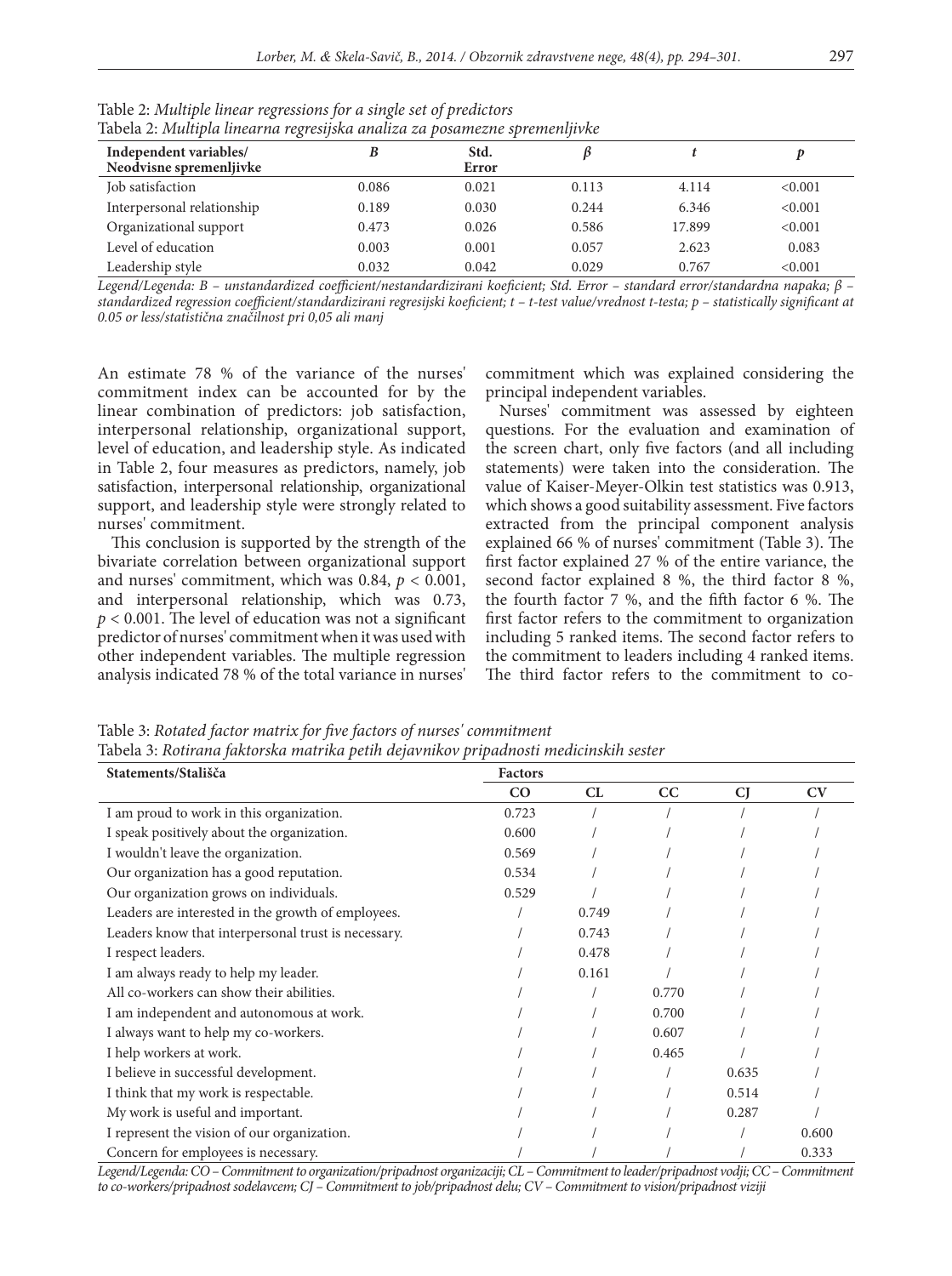Table 2: *Multiple linear regressions for a single set of predictors*
Tabela 2: *Multipla linearna regresijska analiza za posamezne spremenljivke*

| Independent variables/ Neodvisne spremenljivke | *B* | Std. Error | *β* | *t* | *p* |
|---|---|---|---|---|---|
| Job satisfaction | 0.086 | 0.021 | 0.113 | 4.114 | <0.001 |
| Interpersonal relationship | 0.189 | 0.030 | 0.244 | 6.346 | <0.001 |
| Organizational support | 0.473 | 0.026 | 0.586 | 17.899 | <0.001 |
| Level of education | 0.003 | 0.001 | 0.057 | 2.623 | 0.083 |
| Leadership style | 0.032 | 0.042 | 0.029 | 0.767 | <0.001 |

*Legend/Legenda: B – unstandardized coefficient/nestandardizirani koeficient; Std. Error – standard error/standardna napaka; β – standardized regression coefficient/standardizirani regresijski koeficient; t – t-test value/vrednost t-testa; p – statistically significant at 0.05 or less/statistična značilnost pri 0,05 ali manj*

An estimate 78 % of the variance of the nurses' commitment index can be accounted for by the linear combination of predictors: job satisfaction, interpersonal relationship, organizational support, level of education, and leadership style. As indicated in Table 2, four measures as predictors, namely, job satisfaction, interpersonal relationship, organizational support, and leadership style were strongly related to nurses' commitment.

This conclusion is supported by the strength of the bivariate correlation between organizational support and nurses' commitment, which was 0.84, $p < 0.001$, and interpersonal relationship, which was 0.73, $p < 0.001$. The level of education was not a significant predictor of nurses' commitment when it was used with other independent variables. The multiple regression analysis indicated 78 % of the total variance in nurses' commitment which was explained considering the principal independent variables.

Nurses' commitment was assessed by eighteen questions. For the evaluation and examination of the screen chart, only five factors (and all including statements) were taken into the consideration. The value of Kaiser-Meyer-Olkin test statistics was 0.913, which shows a good suitability assessment. Five factors extracted from the principal component analysis explained 66 % of nurses' commitment (Table 3). The first factor explained 27 % of the entire variance, the second factor explained 8 %, the third factor 8 %, the fourth factor 7 %, and the fifth factor 6 %. The first factor refers to the commitment to organization including 5 ranked items. The second factor refers to the commitment to leaders including 4 ranked items. The third factor refers to the commitment to co-

Table 3: *Rotated factor matrix for five factors of nurses' commitment*
Tabela 3: *Rotirana faktorska matrika petih dejavnikov pripadnosti medicinskih sester*

| Statements/Stališča | Factors | | | | |
|---|---|---|---|---|---|
| | CO | CL | CC | CJ | CV |
| I am proud to work in this organization. | 0.723 | / | / | / | / |
| I speak positively about the organization. | 0.600 | / | / | / | / |
| I wouldn't leave the organization. | 0.569 | / | / | / | / |
| Our organization has a good reputation. | 0.534 | / | / | / | / |
| Our organization grows on individuals. | 0.529 | / | / | / | / |
| Leaders are interested in the growth of employees. | / | 0.749 | / | / | / |
| Leaders know that interpersonal trust is necessary. | / | 0.743 | / | / | / |
| I respect leaders. | / | 0.478 | / | / | / |
| I am always ready to help my leader. | / | 0.161 | / | / | / |
| All co-workers can show their abilities. | / | / | 0.770 | / | / |
| I am independent and autonomous at work. | / | / | 0.700 | / | / |
| I always want to help my co-workers. | / | / | 0.607 | / | / |
| I help workers at work. | / | / | 0.465 | / | / |
| I believe in successful development. | / | / | / | 0.635 | / |
| I think that my work is respectable. | / | / | / | 0.514 | / |
| My work is useful and important. | / | / | / | 0.287 | / |
| I represent the vision of our organization. | / | / | / | / | 0.600 |
| Concern for employees is necessary. | / | / | / | / | 0.333 |

*Legend/Legenda: CO – Commitment to organization/pripadnost organizaciji; CL – Commitment to leader/pripadnost vodji; CC – Commitment to co-workers/pripadnost sodelavcem; CJ – Commitment to job/pripadnost delu; CV – Commitment to vision/pripadnost viziji*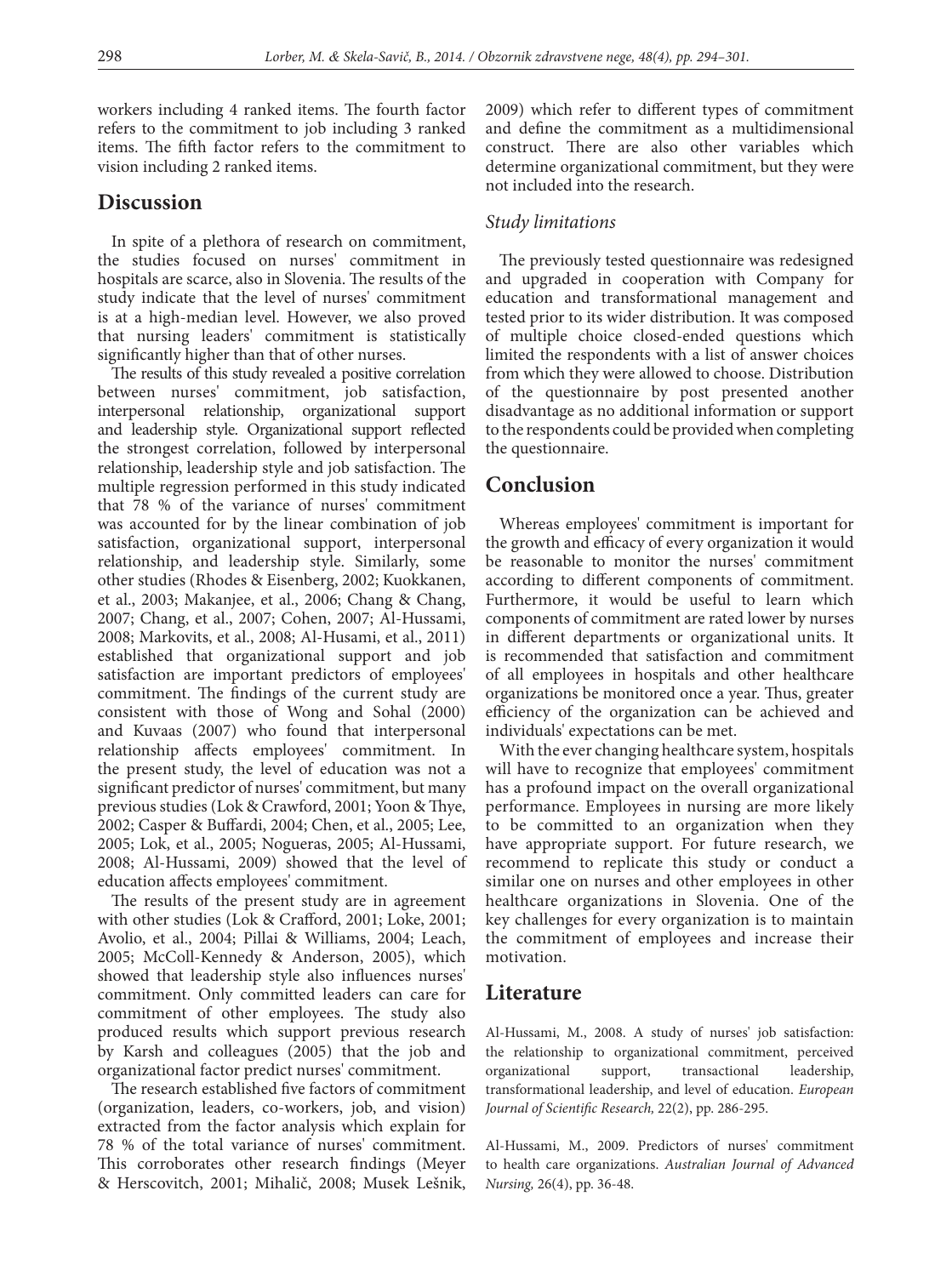workers including 4 ranked items. The fourth factor refers to the commitment to job including 3 ranked items. The fifth factor refers to the commitment to vision including 2 ranked items.

## Discussion

In spite of a plethora of research on commitment, the studies focused on nurses' commitment in hospitals are scarce, also in Slovenia. The results of the study indicate that the level of nurses' commitment is at a high-median level. However, we also proved that nursing leaders' commitment is statistically significantly higher than that of other nurses.

The results of this study revealed a positive correlation between nurses' commitment, job satisfaction, interpersonal relationship, organizational support and leadership style. Organizational support reflected the strongest correlation, followed by interpersonal relationship, leadership style and job satisfaction. The multiple regression performed in this study indicated that 78 % of the variance of nurses' commitment was accounted for by the linear combination of job satisfaction, organizational support, interpersonal relationship, and leadership style. Similarly, some other studies (Rhodes & Eisenberg, 2002; Kuokkanen, et al., 2003; Makanjee, et al., 2006; Chang & Chang, 2007; Chang, et al., 2007; Cohen, 2007; Al-Hussami, 2008; Markovits, et al., 2008; Al-Husami, et al., 2011) established that organizational support and job satisfaction are important predictors of employees' commitment. The findings of the current study are consistent with those of Wong and Sohal (2000) and Kuvaas (2007) who found that interpersonal relationship affects employees' commitment. In the present study, the level of education was not a significant predictor of nurses' commitment, but many previous studies (Lok & Crawford, 2001; Yoon & Thye, 2002; Casper & Buffardi, 2004; Chen, et al., 2005; Lee, 2005; Lok, et al., 2005; Nogueras, 2005; Al-Hussami, 2008; Al-Hussami, 2009) showed that the level of education affects employees' commitment.

The results of the present study are in agreement with other studies (Lok & Crafford, 2001; Loke, 2001; Avolio, et al., 2004; Pillai & Williams, 2004; Leach, 2005; McColl-Kennedy & Anderson, 2005), which showed that leadership style also influences nurses' commitment. Only committed leaders can care for commitment of other employees. The study also produced results which support previous research by Karsh and colleagues (2005) that the job and organizational factor predict nurses' commitment.

The research established five factors of commitment (organization, leaders, co-workers, job, and vision) extracted from the factor analysis which explain for 78 % of the total variance of nurses' commitment. This corroborates other research findings (Meyer & Herscovitch, 2001; Mihalič, 2008; Musek Lešnik, 2009) which refer to different types of commitment and define the commitment as a multidimensional construct. There are also other variables which determine organizational commitment, but they were not included into the research.

### *Study limitations*

The previously tested questionnaire was redesigned and upgraded in cooperation with Company for education and transformational management and tested prior to its wider distribution. It was composed of multiple choice closed-ended questions which limited the respondents with a list of answer choices from which they were allowed to choose. Distribution of the questionnaire by post presented another disadvantage as no additional information or support to the respondents could be provided when completing the questionnaire.

## Conclusion

Whereas employees' commitment is important for the growth and efficacy of every organization it would be reasonable to monitor the nurses' commitment according to different components of commitment. Furthermore, it would be useful to learn which components of commitment are rated lower by nurses in different departments or organizational units. It is recommended that satisfaction and commitment of all employees in hospitals and other healthcare organizations be monitored once a year. Thus, greater efficiency of the organization can be achieved and individuals' expectations can be met.

With the ever changing healthcare system, hospitals will have to recognize that employees' commitment has a profound impact on the overall organizational performance. Employees in nursing are more likely to be committed to an organization when they have appropriate support. For future research, we recommend to replicate this study or conduct a similar one on nurses and other employees in other healthcare organizations in Slovenia. One of the key challenges for every organization is to maintain the commitment of employees and increase their motivation.

## Literature

Al-Hussami, M., 2008. A study of nurses' job satisfaction: the relationship to organizational commitment, perceived organizational support, transactional leadership, transformational leadership, and level of education. *European Journal of Scientific Research,* 22(2), pp. 286-295.

Al-Hussami, M., 2009. Predictors of nurses' commitment to health care organizations. *Australian Journal of Advanced Nursing,* 26(4), pp. 36-48.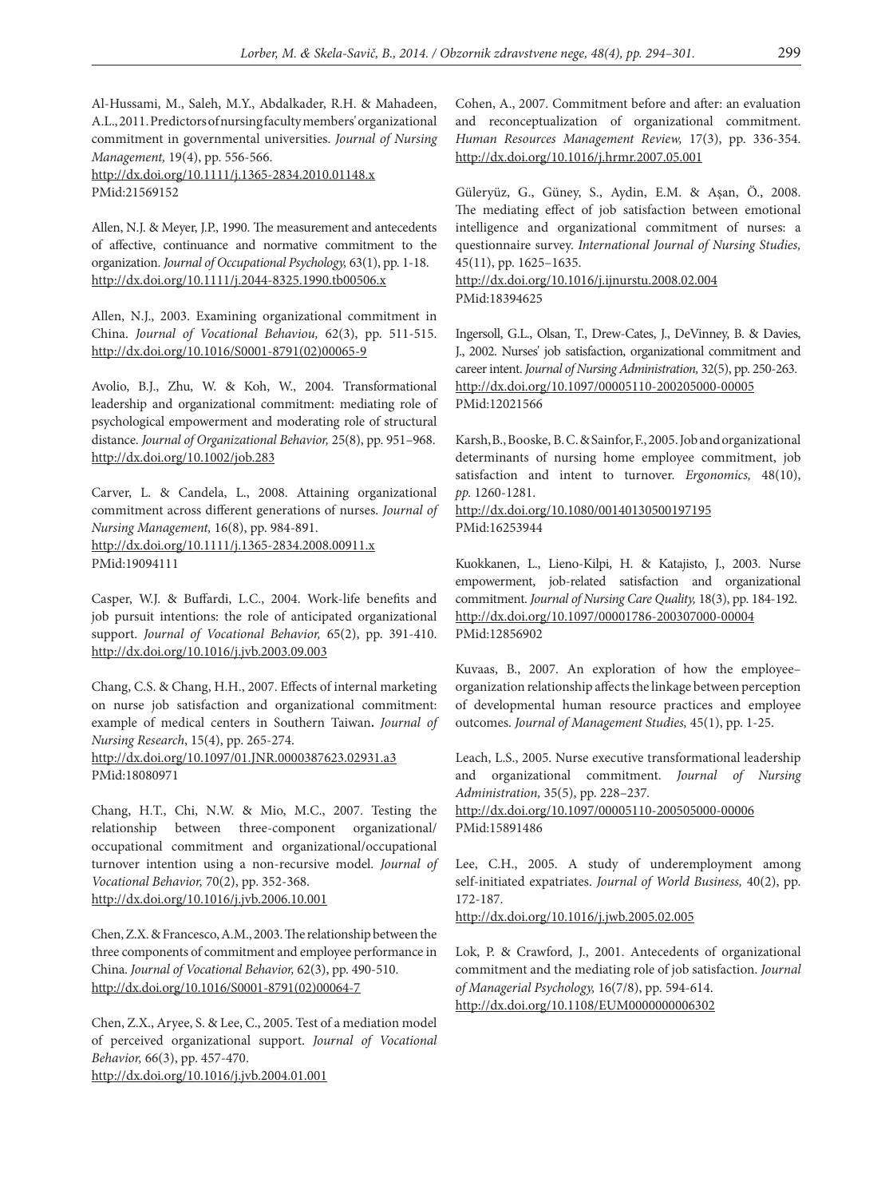Al-Hussami, M., Saleh, M.Y., Abdalkader, R.H. & Mahadeen, A.L., 2011. Predictors of nursing faculty members' organizational commitment in governmental universities. *Journal of Nursing Management,* 19(4), pp. 556-566.
http://dx.doi.org/10.1111/j.1365-2834.2010.01148.x
PMid:21569152

Allen, N.J. & Meyer, J.P., 1990. The measurement and antecedents of affective, continuance and normative commitment to the organization. *Journal of Occupational Psychology,* 63(1), pp. 1-18.
http://dx.doi.org/10.1111/j.2044-8325.1990.tb00506.x

Allen, N.J., 2003. Examining organizational commitment in China. *Journal of Vocational Behaviou,* 62(3), pp. 511-515.
http://dx.doi.org/10.1016/S0001-8791(02)00065-9

Avolio, B.J., Zhu, W. & Koh, W., 2004. Transformational leadership and organizational commitment: mediating role of psychological empowerment and moderating role of structural distance. *Journal of Organizational Behavior,* 25(8), pp. 951–968.
http://dx.doi.org/10.1002/job.283

Carver, L. & Candela, L., 2008. Attaining organizational commitment across different generations of nurses. *Journal of Nursing Management,* 16(8), pp. 984-891.
http://dx.doi.org/10.1111/j.1365-2834.2008.00911.x
PMid:19094111

Casper, W.J. & Buffardi, L.C., 2004. Work-life benefits and job pursuit intentions: the role of anticipated organizational support. *Journal of Vocational Behavior,* 65(2), pp. 391-410.
http://dx.doi.org/10.1016/j.jvb.2003.09.003

Chang, C.S. & Chang, H.H., 2007. Effects of internal marketing on nurse job satisfaction and organizational commitment: example of medical centers in Southern Taiwan**.** *Journal of Nursing Research*, 15(4), pp. 265-274.
http://dx.doi.org/10.1097/01.JNR.0000387623.02931.a3
PMid:18080971

Chang, H.T., Chi, N.W. & Mio, M.C., 2007. Testing the relationship between three-component organizational/occupational commitment and organizational/occupational turnover intention using a non-recursive model. *Journal of Vocational Behavior,* 70(2), pp. 352-368.
http://dx.doi.org/10.1016/j.jvb.2006.10.001

Chen, Z.X. & Francesco, A.M., 2003. The relationship between the three components of commitment and employee performance in China. *Journal of Vocational Behavior,* 62(3), pp. 490-510.
http://dx.doi.org/10.1016/S0001-8791(02)00064-7

Chen, Z.X., Aryee, S. & Lee, C., 2005. Test of a mediation model of perceived organizational support. *Journal of Vocational Behavior,* 66(3), pp. 457-470.
http://dx.doi.org/10.1016/j.jvb.2004.01.001

Cohen, A., 2007. Commitment before and after: an evaluation and reconceptualization of organizational commitment. *Human Resources Management Review,* 17(3), pp. 336-354.
http://dx.doi.org/10.1016/j.hrmr.2007.05.001

Güleryüz, G., Güney, S., Aydin, E.M. & Aşan, Ö., 2008. The mediating effect of job satisfaction between emotional intelligence and organizational commitment of nurses: a questionnaire survey. *International Journal of Nursing Studies,* 45(11), pp. 1625–1635.
http://dx.doi.org/10.1016/j.ijnurstu.2008.02.004
PMid:18394625

Ingersoll, G.L., Olsan, T., Drew-Cates, J., DeVinney, B. & Davies, J., 2002. Nurses' job satisfaction, organizational commitment and career intent. *Journal of Nursing Administration,* 32(5), pp. 250-263.
http://dx.doi.org/10.1097/00005110-200205000-00005
PMid:12021566

Karsh, B., Booske, B. C. & Sainfor, F., 2005. Job and organizational determinants of nursing home employee commitment, job satisfaction and intent to turnover. *Ergonomics,* 48(10), *pp.* 1260-1281.
http://dx.doi.org/10.1080/00140130500197195
PMid:16253944

Kuokkanen, L., Lieno-Kilpi, H. & Katajisto, J., 2003. Nurse empowerment, job-related satisfaction and organizational commitment. *Journal of Nursing Care Quality,* 18(3), pp. 184-192.
http://dx.doi.org/10.1097/00001786-200307000-00004
PMid:12856902

Kuvaas, B., 2007. An exploration of how the employee–organization relationship affects the linkage between perception of developmental human resource practices and employee outcomes. *Journal of Management Studies,* 45(1), pp. 1-25.

Leach, L.S., 2005. Nurse executive transformational leadership and organizational commitment. *Journal of Nursing Administration,* 35(5), pp. 228–237.
http://dx.doi.org/10.1097/00005110-200505000-00006
PMid:15891486

Lee, C.H., 2005. A study of underemployment among self-initiated expatriates. *Journal of World Business,* 40(2), pp. 172-187.
http://dx.doi.org/10.1016/j.jwb.2005.02.005

Lok, P. & Crawford, J., 2001. Antecedents of organizational commitment and the mediating role of job satisfaction. *Journal of Managerial Psychology,* 16(7/8), pp. 594-614.
http://dx.doi.org/10.1108/EUM0000000006302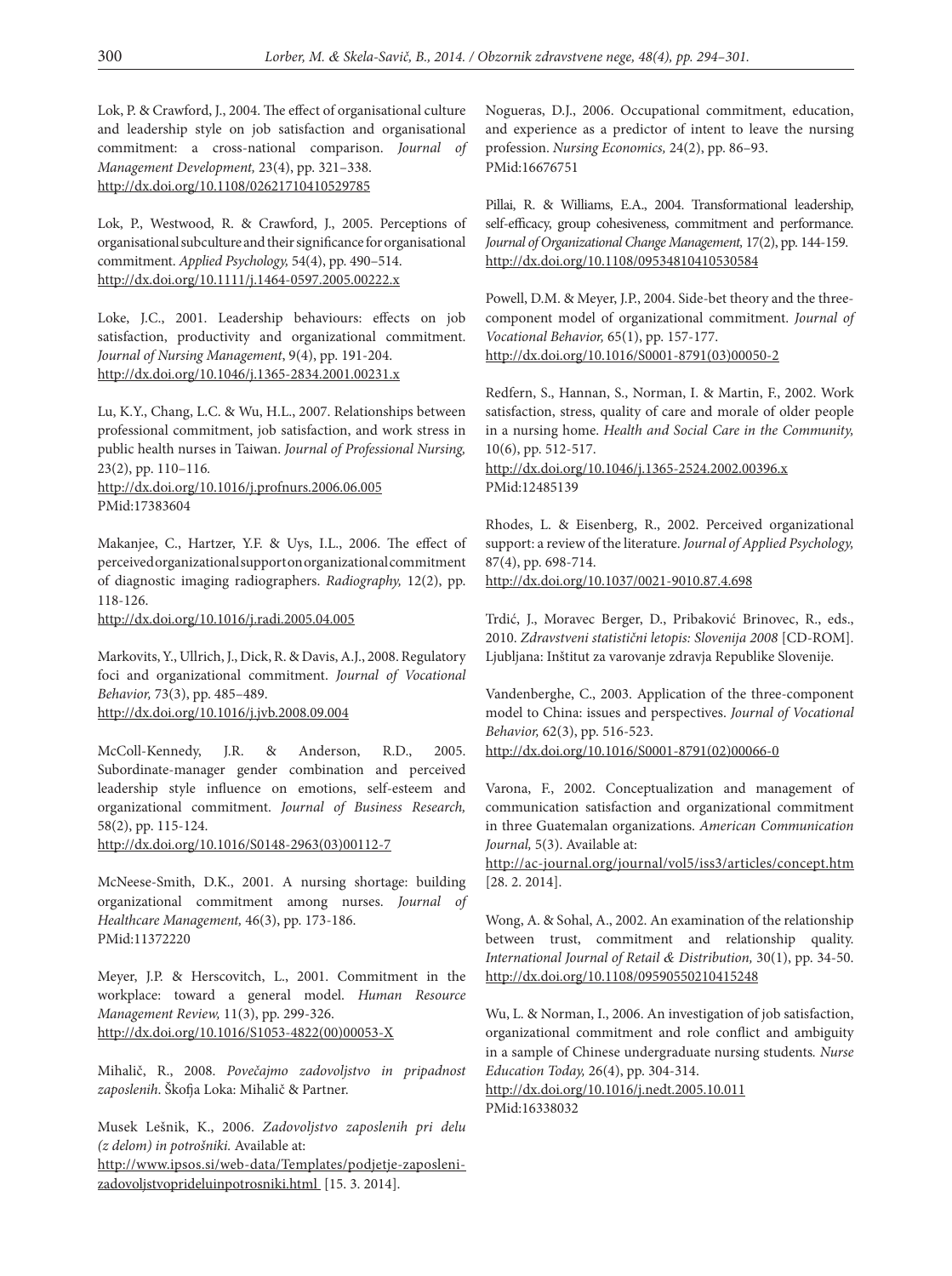Lok, P. & Crawford, J., 2004. The effect of organisational culture and leadership style on job satisfaction and organisational commitment: a cross-national comparison. *Journal of Management Development,* 23(4), pp. 321–338. http://dx.doi.org/10.1108/02621710410529785

Lok, P., Westwood, R. & Crawford, J., 2005. Perceptions of organisational subculture and their significance for organisational commitment. *Applied Psychology,* 54(4), pp. 490–514. http://dx.doi.org/10.1111/j.1464-0597.2005.00222.x

Loke, J.C., 2001. Leadership behaviours: effects on job satisfaction, productivity and organizational commitment. *Journal of Nursing Management*, 9(4), pp. 191-204. http://dx.doi.org/10.1046/j.1365-2834.2001.00231.x

Lu, K.Y., Chang, L.C. & Wu, H.L., 2007. Relationships between professional commitment, job satisfaction, and work stress in public health nurses in Taiwan. *Journal of Professional Nursing,* 23(2), pp. 110–116.
http://dx.doi.org/10.1016/j.profnurs.2006.06.005
PMid:17383604

Makanjee, C., Hartzer, Y.F. & Uys, I.L., 2006. The effect of perceived organizational support on organizational commitment of diagnostic imaging radiographers. *Radiography,* 12(2), pp. 118-126.
http://dx.doi.org/10.1016/j.radi.2005.04.005

Markovits, Y., Ullrich, J., Dick, R. & Davis, A.J., 2008. Regulatory foci and organizational commitment. *Journal of Vocational Behavior,* 73(3), pp. 485–489.
http://dx.doi.org/10.1016/j.jvb.2008.09.004

McColl-Kennedy, J.R. & Anderson, R.D., 2005. Subordinate-manager gender combination and perceived leadership style influence on emotions, self-esteem and organizational commitment. *Journal of Business Research,* 58(2), pp. 115-124.
http://dx.doi.org/10.1016/S0148-2963(03)00112-7

McNeese-Smith, D.K., 2001. A nursing shortage: building organizational commitment among nurses. *Journal of Healthcare Management,* 46(3), pp. 173-186.
PMid:11372220

Meyer, J.P. & Herscovitch, L., 2001. Commitment in the workplace: toward a general model. *Human Resource Management Review,* 11(3), pp. 299-326.
http://dx.doi.org/10.1016/S1053-4822(00)00053-X

Mihalič, R., 2008. *Povečajmo zadovoljstvo in pripadnost zaposlenih*. Škofja Loka: Mihalič & Partner.

Musek Lešnik, K., 2006. *Zadovoljstvo zaposlenih pri delu (z delom) in potrošniki.* Available at:
http://www.ipsos.si/web-data/Templates/podjetje-zaposleni-zadovoljstvoprideluinpotrosniki.html [15. 3. 2014].

Nogueras, D.J., 2006. Occupational commitment, education, and experience as a predictor of intent to leave the nursing profession. *Nursing Economics,* 24(2), pp. 86–93.
PMid:16676751

Pillai, R. & Williams, E.A., 2004. Transformational leadership, self-efficacy, group cohesiveness, commitment and performance. *Journal of Organizational Change Management,* 17(2), pp. 144-159.
http://dx.doi.org/10.1108/09534810410530584

Powell, D.M. & Meyer, J.P., 2004. Side-bet theory and the three-component model of organizational commitment. *Journal of Vocational Behavior,* 65(1), pp. 157-177.
http://dx.doi.org/10.1016/S0001-8791(03)00050-2

Redfern, S., Hannan, S., Norman, I. & Martin, F., 2002. Work satisfaction, stress, quality of care and morale of older people in a nursing home. *Health and Social Care in the Community,* 10(6), pp. 512-517.
http://dx.doi.org/10.1046/j.1365-2524.2002.00396.x
PMid:12485139

Rhodes, L. & Eisenberg, R., 2002. Perceived organizational support: a review of the literature. *Journal of Applied Psychology,* 87(4), pp. 698-714.
http://dx.doi.org/10.1037/0021-9010.87.4.698

Trdić, J., Moravec Berger, D., Pribaković Brinovec, R., eds., 2010. *Zdravstveni statistični letopis: Slovenija 2008* [CD-ROM]. Ljubljana: Inštitut za varovanje zdravja Republike Slovenije.

Vandenberghe, C., 2003. Application of the three-component model to China: issues and perspectives. *Journal of Vocational Behavior,* 62(3), pp. 516-523.
http://dx.doi.org/10.1016/S0001-8791(02)00066-0

Varona, F., 2002. Conceptualization and management of communication satisfaction and organizational commitment in three Guatemalan organizations. *American Communication Journal,* 5(3). Available at:
http://ac-journal.org/journal/vol5/iss3/articles/concept.htm [28. 2. 2014].

Wong, A. & Sohal, A., 2002. An examination of the relationship between trust, commitment and relationship quality. *International Journal of Retail & Distribution,* 30(1), pp. 34-50.
http://dx.doi.org/10.1108/09590550210415248

Wu, L. & Norman, I., 2006. An investigation of job satisfaction, organizational commitment and role conflict and ambiguity in a sample of Chinese undergraduate nursing students. *Nurse Education Today,* 26(4), pp. 304-314.
http://dx.doi.org/10.1016/j.nedt.2005.10.011
PMid:16338032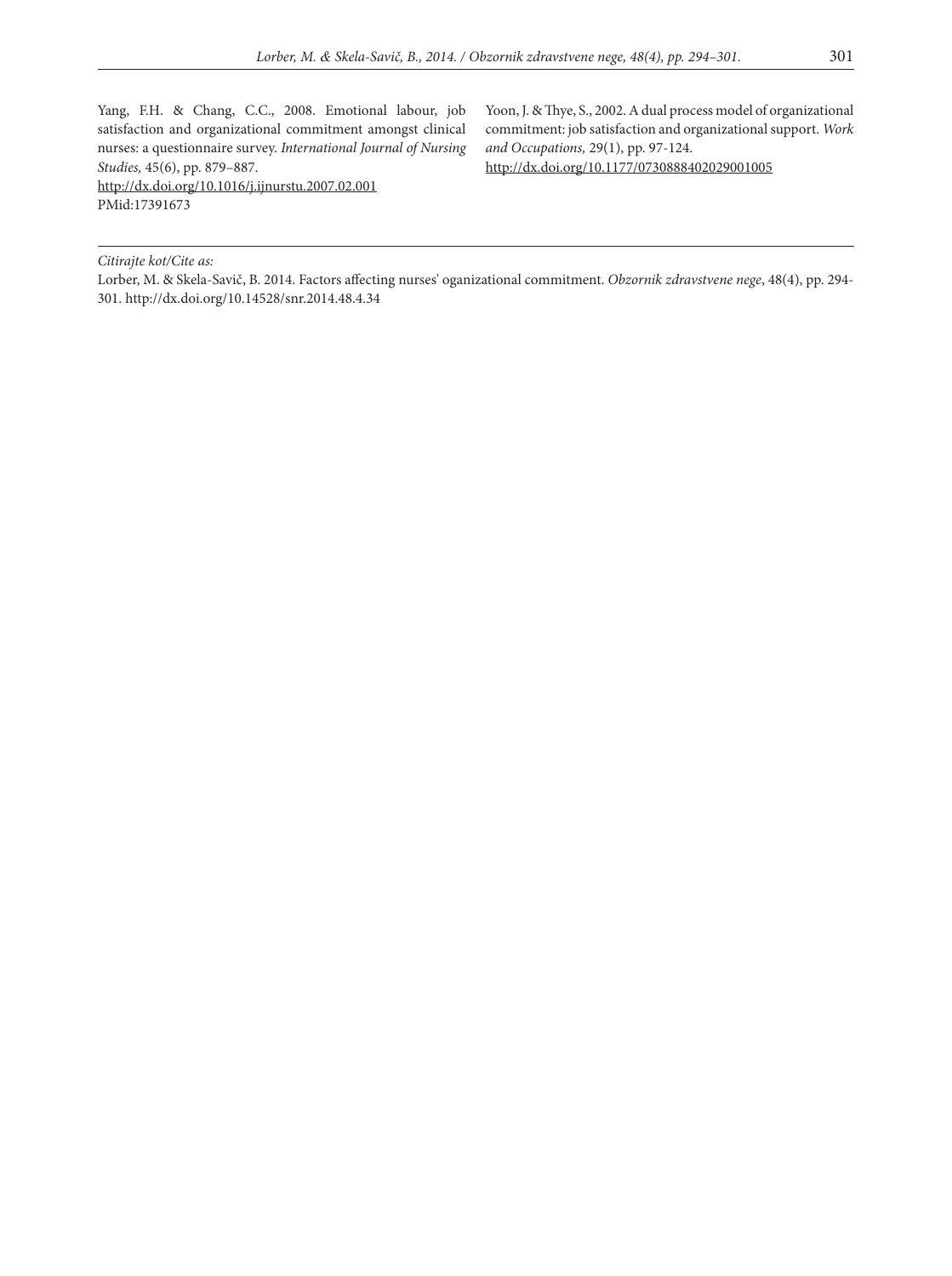Yang, F.H. & Chang, C.C., 2008. Emotional labour, job satisfaction and organizational commitment amongst clinical nurses: a questionnaire survey. *International Journal of Nursing Studies,* 45(6), pp. 879–887.
http://dx.doi.org/10.1016/j.ijnurstu.2007.02.001
PMid:17391673

Yoon, J. & Thye, S., 2002. A dual process model of organizational commitment: job satisfaction and organizational support. *Work and Occupations,* 29(1), pp. 97-124.
http://dx.doi.org/10.1177/0730888402029001005

---

*Citirajte kot/Cite as:*

Lorber, M. & Skela-Savič, B. 2014. Factors affecting nurses' oganizational commitment. *Obzornik zdravstvene nege*, 48(4), pp. 294-301. http://dx.doi.org/10.14528/snr.2014.48.4.34